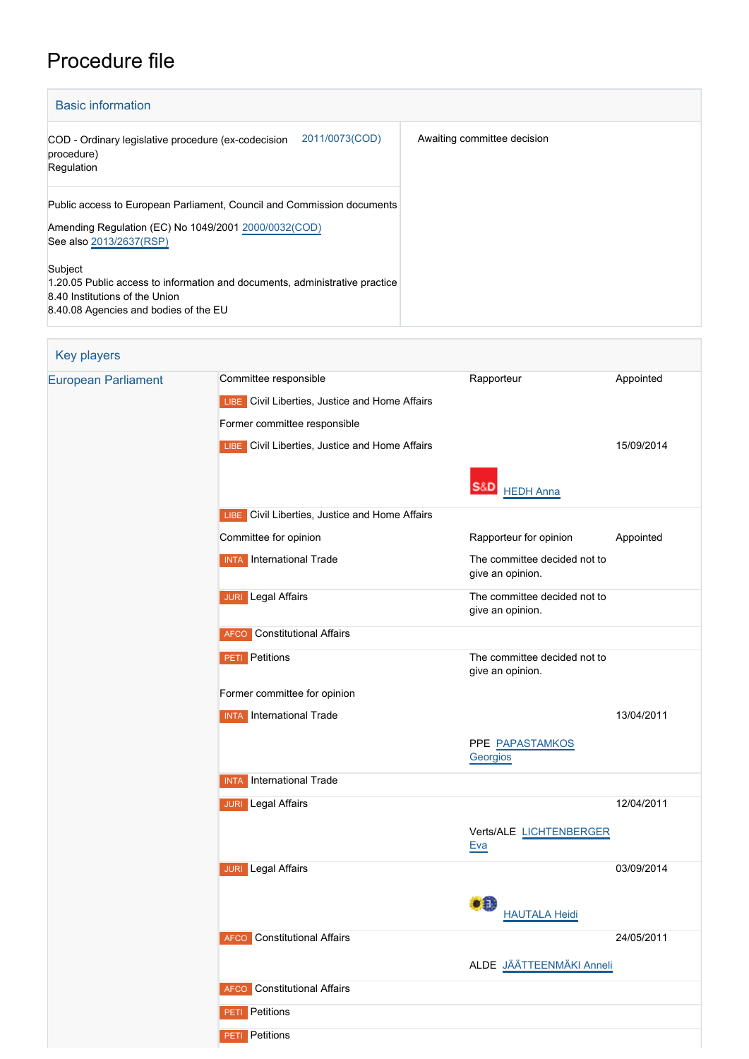# Procedure file

## Basic information

| | |
|---|---|
| COD - Ordinary legislative procedure (ex-codecision procedure) 2011/0073(COD)<br>Regulation | Awaiting committee decision |
| Public access to European Parliament, Council and Commission documents<br><br>Amending Regulation (EC) No 1049/2001 2000/0032(COD)<br>See also 2013/2637(RSP)<br><br>Subject<br>1.20.05 Public access to information and documents, administrative practice<br>8.40 Institutions of the Union<br>8.40.08 Agencies and bodies of the EU | |

## Key players

| | | | |
|---|---|---|---|
| European Parliament | Committee responsible | Rapporteur | Appointed |
| | LIBE Civil Liberties, Justice and Home Affairs | | |
| | Former committee responsible | | |
| | LIBE Civil Liberties, Justice and Home Affairs | | 15/09/2014 |
| | | S&D HEDH Anna | |
| | LIBE Civil Liberties, Justice and Home Affairs | | |
| | Committee for opinion | Rapporteur for opinion | Appointed |
| | INTA International Trade | The committee decided not to give an opinion. | |
| | JURI Legal Affairs | The committee decided not to give an opinion. | |
| | AFCO Constitutional Affairs | | |
| | PETI Petitions | The committee decided not to give an opinion. | |
| | Former committee for opinion | | |
| | INTA International Trade | | 13/04/2011 |
| | | PPE PAPASTAMKOS Georgios | |
| | INTA International Trade | | |
| | JURI Legal Affairs | | 12/04/2011 |
| | | Verts/ALE LICHTENBERGER Eva | |
| | JURI Legal Affairs | | 03/09/2014 |
| | | HAUTALA Heidi | |
| | AFCO Constitutional Affairs | | 24/05/2011 |
| | | ALDE JÄÄTTEENMÄKI Anneli | |
| | AFCO Constitutional Affairs | | |
| | PETI Petitions | | |
| | PETI Petitions | | |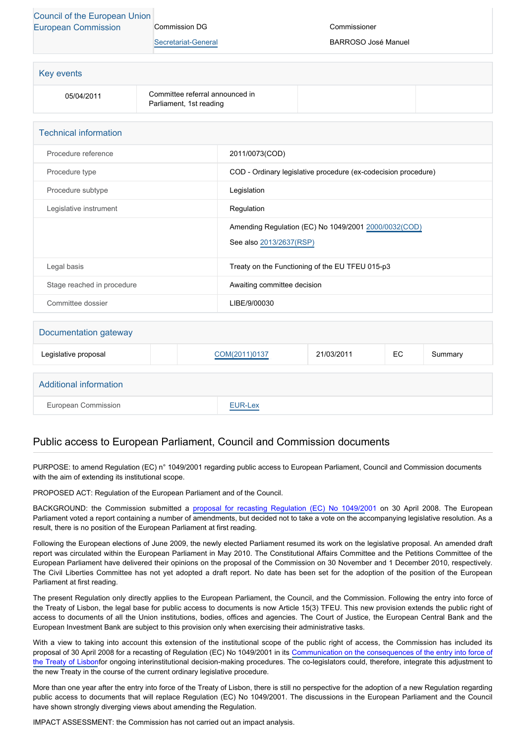| Council of the European Union European Commission | Commission DG | Commissioner |
| --- | --- | --- |
| | Secretariat-General | BARROSO José Manuel |

## Key events

| | | | |
| --- | --- | --- | --- |
| 05/04/2011 | Committee referral announced in Parliament, 1st reading | | |

## Technical information

| | |
| --- | --- |
| Procedure reference | 2011/0073(COD) |
| Procedure type | COD - Ordinary legislative procedure (ex-codecision procedure) |
| Procedure subtype | Legislation |
| Legislative instrument | Regulation |
| | Amending Regulation (EC) No 1049/2001 2000/0032(COD) See also 2013/2637(RSP) |
| Legal basis | Treaty on the Functioning of the EU TFEU 015-p3 |
| Stage reached in procedure | Awaiting committee decision |
| Committee dossier | LIBE/9/00030 |

## Documentation gateway

| | | | | | |
| --- | --- | --- | --- | --- | --- |
| Legislative proposal | | COM(2011)0137 | 21/03/2011 | EC | Summary |

## Additional information

| | |
| --- | --- |
| European Commission | EUR-Lex |

## Public access to European Parliament, Council and Commission documents

PURPOSE: to amend Regulation (EC) n° 1049/2001 regarding public access to European Parliament, Council and Commission documents with the aim of extending its institutional scope.

PROPOSED ACT: Regulation of the European Parliament and of the Council.

BACKGROUND: the Commission submitted a proposal for recasting Regulation (EC) No 1049/2001 on 30 April 2008. The European Parliament voted a report containing a number of amendments, but decided not to take a vote on the accompanying legislative resolution. As a result, there is no position of the European Parliament at first reading.

Following the European elections of June 2009, the newly elected Parliament resumed its work on the legislative proposal. An amended draft report was circulated within the European Parliament in May 2010. The Constitutional Affairs Committee and the Petitions Committee of the European Parliament have delivered their opinions on the proposal of the Commission on 30 November and 1 December 2010, respectively. The Civil Liberties Committee has not yet adopted a draft report. No date has been set for the adoption of the position of the European Parliament at first reading.

The present Regulation only directly applies to the European Parliament, the Council, and the Commission. Following the entry into force of the Treaty of Lisbon, the legal base for public access to documents is now Article 15(3) TFEU. This new provision extends the public right of access to documents of all the Union institutions, bodies, offices and agencies. The Court of Justice, the European Central Bank and the European Investment Bank are subject to this provision only when exercising their administrative tasks.

With a view to taking into account this extension of the institutional scope of the public right of access, the Commission has included its proposal of 30 April 2008 for a recasting of Regulation (EC) No 1049/2001 in its Communication on the consequences of the entry into force of the Treaty of Lisbonfor ongoing interinstitutional decision-making procedures. The co-legislators could, therefore, integrate this adjustment to the new Treaty in the course of the current ordinary legislative procedure.

More than one year after the entry into force of the Treaty of Lisbon, there is still no perspective for the adoption of a new Regulation regarding public access to documents that will replace Regulation (EC) No 1049/2001. The discussions in the European Parliament and the Council have shown strongly diverging views about amending the Regulation.

IMPACT ASSESSMENT: the Commission has not carried out an impact analysis.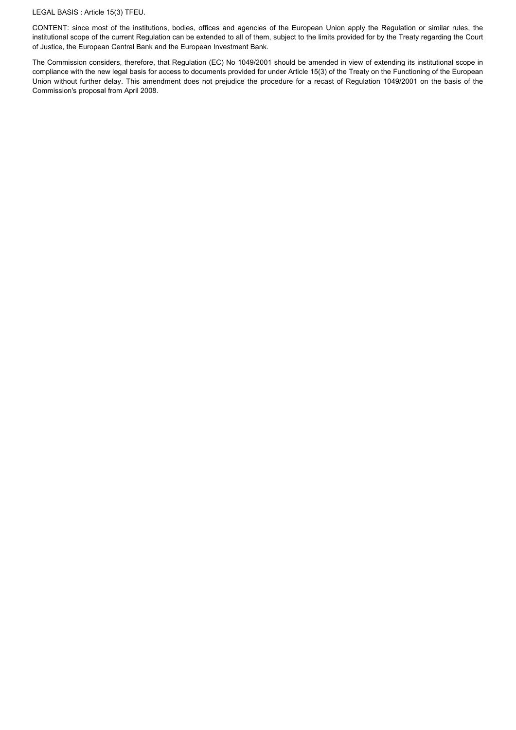LEGAL BASIS : Article 15(3) TFEU.

CONTENT: since most of the institutions, bodies, offices and agencies of the European Union apply the Regulation or similar rules, the institutional scope of the current Regulation can be extended to all of them, subject to the limits provided for by the Treaty regarding the Court of Justice, the European Central Bank and the European Investment Bank.

The Commission considers, therefore, that Regulation (EC) No 1049/2001 should be amended in view of extending its institutional scope in compliance with the new legal basis for access to documents provided for under Article 15(3) of the Treaty on the Functioning of the European Union without further delay. This amendment does not prejudice the procedure for a recast of Regulation 1049/2001 on the basis of the Commission's proposal from April 2008.